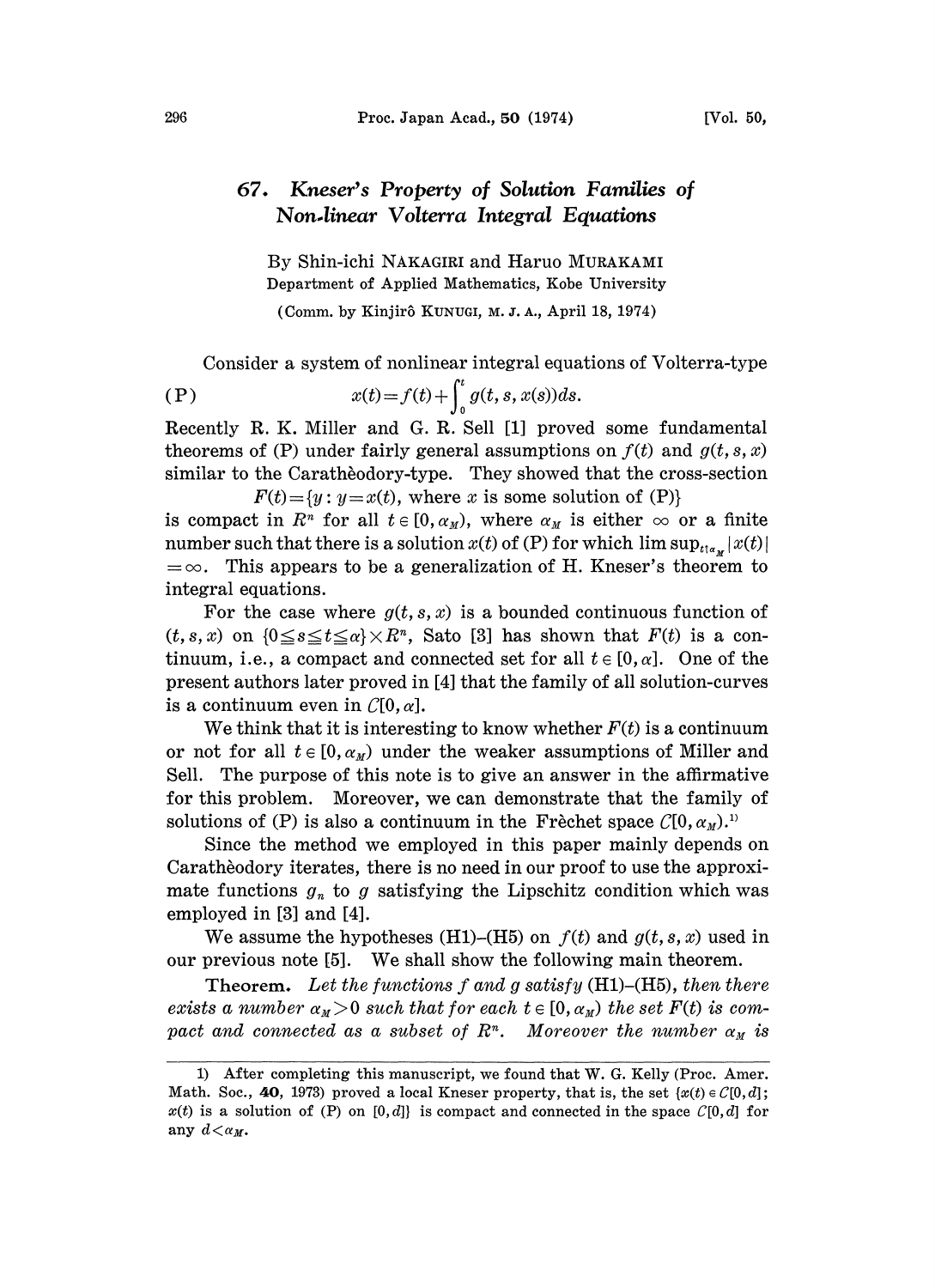# 67. Kneser's Property of Solution Families of Non-linear Volterra Integral Equations

By Shin-ichi NAKAGIRI and Haruo MURAKAMI

Department of Applied Mathematics, Kobe University

(Comm. by Kinjirô KUNUGI, M. J. A., April 18, 1974)

Consider a system of nonlinear integral equations of Volterra-type

$$\text{(P)} \qquad x(t)=f(t)+\int_0^t g(t,s,x(s))ds.$$

Recently R. K. Miller and G. R. Sell [1] proved some fundamental theorems of (P) under fairly general assumptions on $f(t)$ and $g(t,s,x)$ similar to the Carathèodory-type. They showed that the cross-section

$$F(t)=\{y: y=x(t), \text{ where } x \text{ is some solution of (P)}\}$$

is compact in $R^n$ for all $t\in[0,\alpha_M)$, where $\alpha_M$ is either $\infty$ or a finite number such that there is a solution $x(t)$ of (P) for which $\limsup_{t\uparrow\alpha_M}|x(t)|=\infty$. This appears to be a generalization of H. Kneser's theorem to integral equations.

For the case where $g(t,s,x)$ is a bounded continuous function of $(t,s,x)$ on $\{0\leqq s\leqq t\leqq\alpha\}\times R^n$, Sato [3] has shown that $F(t)$ is a continuum, i.e., a compact and connected set for all $t\in[0,\alpha]$. One of the present authors later proved in [4] that the family of all solution-curves is a continuum even in $C[0,\alpha]$.

We think that it is interesting to know whether $F(t)$ is a continuum or not for all $t\in[0,\alpha_M)$ under the weaker assumptions of Miller and Sell. The purpose of this note is to give an answer in the affirmative for this problem. Moreover, we can demonstrate that the family of solutions of (P) is also a continuum in the Frèchet space $C[0,\alpha_M)$.[1]

Since the method we employed in this paper mainly depends on Carathèodory iterates, there is no need in our proof to use the approximate functions $g_n$ to $g$ satisfying the Lipschitz condition which was employed in [3] and [4].

We assume the hypotheses (H1)–(H5) on $f(t)$ and $g(t,s,x)$ used in our previous note [5]. We shall show the following main theorem.

**Theorem.** *Let the functions $f$ and $g$ satisfy (H1)–(H5), then there exists a number $\alpha_M>0$ such that for each $t\in[0,\alpha_M)$ the set $F(t)$ is compact and connected as a subset of $R^n$. Moreover the number $\alpha_M$ is*

---

1) After completing this manuscript, we found that W. G. Kelly (Proc. Amer. Math. Soc., **40**, 1973) proved a local Kneser property, that is, the set $\{x(t)\in C[0,d];\ x(t)$ is a solution of (P) on $[0,d]\}$ is compact and connected in the space $C[0,d]$ for any $d<\alpha_M$.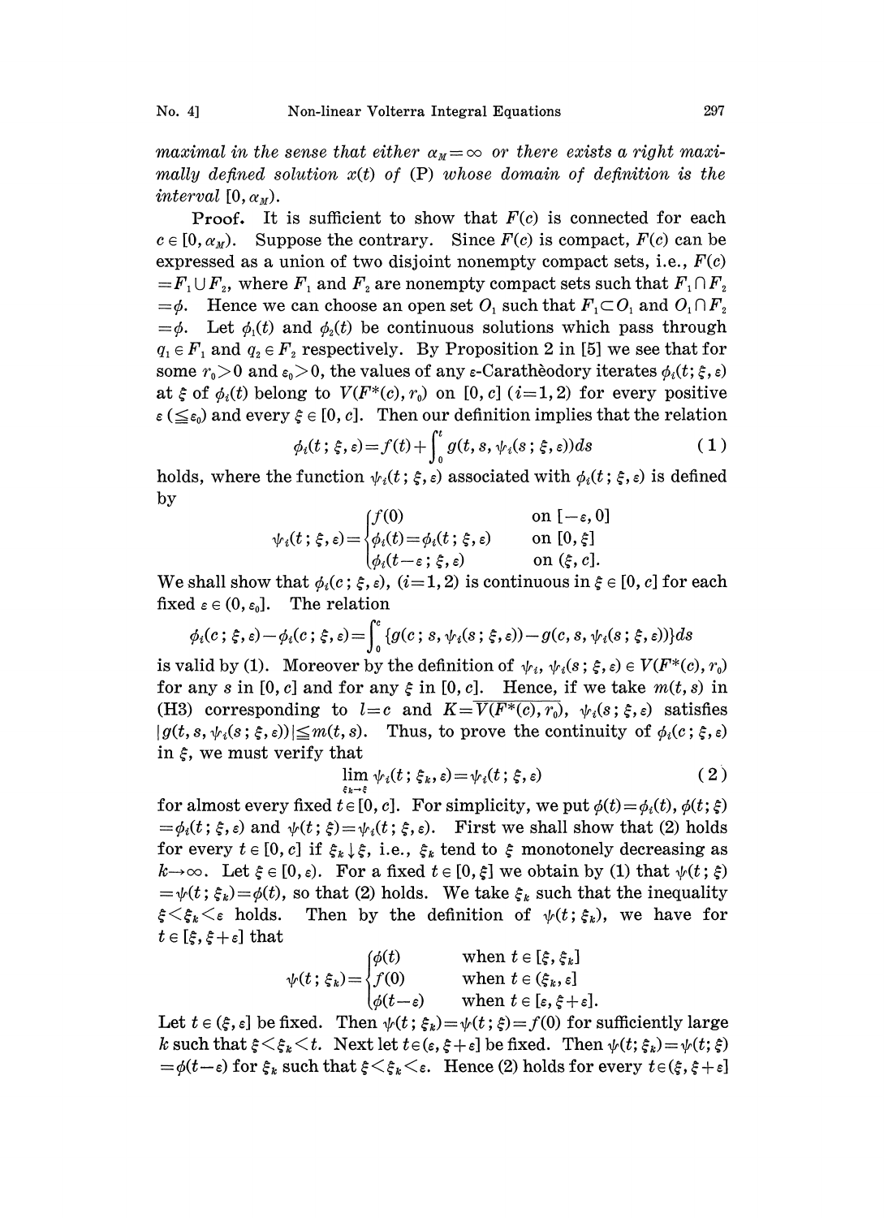*maximal in the sense that either $\alpha_M=\infty$ or there exists a right maximally defined solution $x(t)$ of (P) whose domain of definition is the interval $[0, \alpha_M)$.*

**Proof.** It is sufficient to show that $F(c)$ is connected for each $c \in [0, \alpha_M)$. Suppose the contrary. Since $F(c)$ is compact, $F(c)$ can be expressed as a union of two disjoint nonempty compact sets, i.e., $F(c) = F_1 \cup F_2$, where $F_1$ and $F_2$ are nonempty compact sets such that $F_1 \cap F_2 = \phi$. Hence we can choose an open set $O_1$ such that $F_1 \subset O_1$ and $O_1 \cap F_2 = \phi$. Let $\phi_1(t)$ and $\phi_2(t)$ be continuous solutions which pass through $q_1 \in F_1$ and $q_2 \in F_2$ respectively. By Proposition 2 in [5] we see that for some $r_0>0$ and $\varepsilon_0>0$, the values of any $\varepsilon$-Carathèodory iterates $\phi_i(t;\xi,\varepsilon)$ at $\xi$ of $\phi_i(t)$ belong to $V(F^*(c), r_0)$ on $[0, c]$ $(i=1,2)$ for every positive $\varepsilon$ $(\leqq \varepsilon_0)$ and every $\xi \in [0, c]$. Then our definition implies that the relation

$$\phi_i(t;\xi,\varepsilon)=f(t)+\int_0^t g(t,s,\psi_i(s;\xi,\varepsilon))ds \tag{1}$$

holds, where the function $\psi_i(t;\xi,\varepsilon)$ associated with $\phi_i(t;\xi,\varepsilon)$ is defined by

$$\psi_i(t;\xi,\varepsilon)=\begin{cases} f(0) & \text{on } [-\varepsilon, 0] \\ \phi_i(t)=\phi_i(t;\xi,\varepsilon) & \text{on } [0,\xi] \\ \phi_i(t-\varepsilon;\xi,\varepsilon) & \text{on } (\xi, c]. \end{cases}$$

We shall show that $\phi_i(c;\xi,\varepsilon)$, $(i=1,2)$ is continuous in $\xi \in [0, c]$ for each fixed $\varepsilon \in (0, \varepsilon_0]$. The relation

$$\phi_i(c;\xi,\varepsilon)-\phi_i(c;\xi,\varepsilon)=\int_0^c \{g(c;s,\psi_i(s;\xi,\varepsilon))-g(c,s,\psi_i(s;\xi,\varepsilon))\}ds$$

is valid by (1). Moreover by the definition of $\psi_i$, $\psi_i(s;\xi,\varepsilon) \in V(F^*(c), r_0)$ for any $s$ in $[0, c]$ and for any $\xi$ in $[0, c]$. Hence, if we take $m(t,s)$ in (H3) corresponding to $l=c$ and $K=\overline{V(F^*(c), r_0)}$, $\psi_i(s;\xi,\varepsilon)$ satisfies $|g(t,s,\psi_i(s;\xi,\varepsilon))| \leqq m(t,s)$. Thus, to prove the continuity of $\phi_i(c;\xi,\varepsilon)$ in $\xi$, we must verify that

$$\lim_{\xi_k \to \xi} \psi_i(t;\xi_k,\varepsilon)=\psi_i(t;\xi,\varepsilon) \tag{2}$$

for almost every fixed $t \in [0, c]$. For simplicity, we put $\phi(t)=\phi_i(t)$, $\phi(t;\xi)=\phi_i(t;\xi,\varepsilon)$ and $\psi(t;\xi)=\psi_i(t;\xi,\varepsilon)$. First we shall show that (2) holds for every $t \in [0, c]$ if $\xi_k \downarrow \xi$, i.e., $\xi_k$ tend to $\xi$ monotonely decreasing as $k \to \infty$. Let $\xi \in [0, \varepsilon)$. For a fixed $t \in [0, \xi]$ we obtain by (1) that $\psi(t;\xi)=\psi(t;\xi_k)=\phi(t)$, so that (2) holds. We take $\xi_k$ such that the inequality $\xi<\xi_k<\varepsilon$ holds. Then by the definition of $\psi(t;\xi_k)$, we have for $t \in [\xi, \xi+\varepsilon]$ that

$$\psi(t;\xi_k)=\begin{cases} \phi(t) & \text{when } t \in [\xi, \xi_k] \\ f(0) & \text{when } t \in (\xi_k, \varepsilon] \\ \phi(t-\varepsilon) & \text{when } t \in [\varepsilon, \xi+\varepsilon]. \end{cases}$$

Let $t \in (\xi, \varepsilon]$ be fixed. Then $\psi(t;\xi_k)=\psi(t;\xi)=f(0)$ for sufficiently large $k$ such that $\xi<\xi_k<t$. Next let $t \in (\varepsilon, \xi+\varepsilon]$ be fixed. Then $\psi(t;\xi_k)=\psi(t;\xi)=\phi(t-\varepsilon)$ for $\xi_k$ such that $\xi<\xi_k<\varepsilon$. Hence (2) holds for every $t \in (\xi, \xi+\varepsilon]$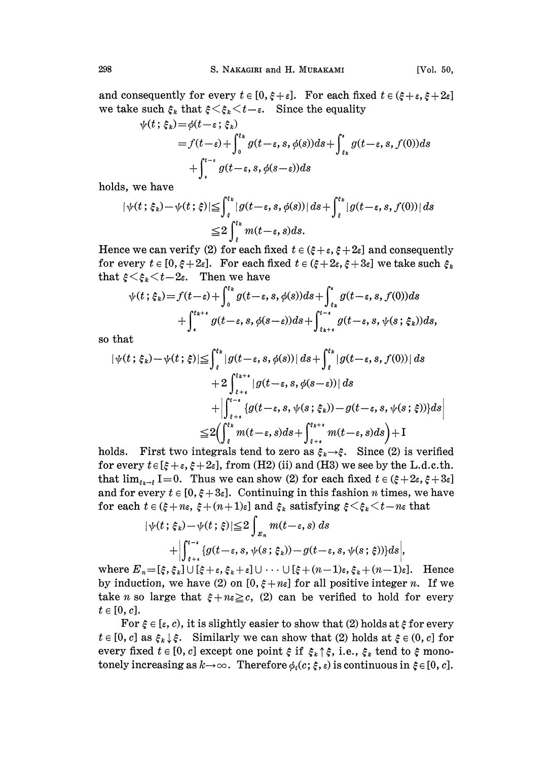and consequently for every $t \in [0, \xi+\varepsilon]$. For each fixed $t \in (\xi+\varepsilon, \xi+2\varepsilon]$ we take such $\xi_k$ that $\xi<\xi_k<t-\varepsilon$. Since the equality

$$
\begin{aligned}
\psi(t\,;\,\xi_k) &= \phi(t-\varepsilon\,;\,\xi_k) \\
&= f(t-\varepsilon)+\int_0^{\xi_k} g(t-\varepsilon, s, \phi(s))ds+\int_{\xi_k}^{\varepsilon} g(t-\varepsilon, s, f(0))ds \\
&\quad +\int_{\varepsilon}^{t-\varepsilon} g(t-\varepsilon, s, \phi(s-\varepsilon))ds
\end{aligned}
$$

holds, we have

$$
\begin{aligned}
|\psi(t\,;\,\xi_k)-\psi(t\,;\,\xi)| &\leqq \int_{\xi}^{\xi_k} |g(t-\varepsilon, s, \phi(s))|\,ds+\int_{\xi}^{\xi_k} |g(t-\varepsilon, s, f(0))|\,ds \\
&\leqq 2\int_{\xi}^{\xi_k} m(t-\varepsilon, s)ds.
\end{aligned}
$$

Hence we can verify (2) for each fixed $t \in (\xi+\varepsilon, \xi+2\varepsilon]$ and consequently for every $t \in [0, \xi+2\varepsilon]$. For each fixed $t \in (\xi+2\varepsilon, \xi+3\varepsilon]$ we take such $\xi_k$ that $\xi<\xi_k<t-2\varepsilon$. Then we have

$$
\begin{aligned}
\psi(t\,;\,\xi_k) &= f(t-\varepsilon)+\int_0^{\xi_k} g(t-\varepsilon, s, \phi(s))ds+\int_{\xi_k}^{\varepsilon} g(t-\varepsilon, s, f(0))ds \\
&\quad +\int_{\varepsilon}^{\xi_k+\varepsilon} g(t-\varepsilon, s, \phi(s-\varepsilon))ds+\int_{\xi_k+\varepsilon}^{t-\varepsilon} g(t-\varepsilon, s, \psi(s\,;\,\xi_k))ds,
\end{aligned}
$$

so that

$$
\begin{aligned}
|\psi(t\,;\,\xi_k)-\psi(t\,;\,\xi)| &\leqq \int_{\xi}^{\xi_k} |g(t-\varepsilon, s, \phi(s))|\,ds+\int_{\xi}^{\xi_k} |g(t-\varepsilon, s, f(0))|\,ds \\
&\quad +2\int_{\xi+\varepsilon}^{\xi_k+\varepsilon} |g(t-\varepsilon, s, \phi(s-\varepsilon))|\,ds \\
&\quad +\left|\int_{\xi+\varepsilon}^{t-\varepsilon} \{g(t-\varepsilon, s, \psi(s\,;\,\xi_k))-g(t-\varepsilon, s, \psi(s\,;\,\xi))\}ds\right| \\
&\leqq 2\left(\int_{\xi}^{\xi_k} m(t-\varepsilon, s)ds+\int_{\xi+\varepsilon}^{\xi_k+\varepsilon} m(t-\varepsilon, s)ds\right)+\mathrm{I}
\end{aligned}
$$

holds. First two integrals tend to zero as $\xi_k \to \xi$. Since (2) is verified for every $t \in [\xi+\varepsilon, \xi+2\varepsilon]$, from (H2) (ii) and (H3) we see by the L.d.c.th. that $\lim_{\xi_k \to \xi} \mathrm{I}=0$. Thus we can show (2) for each fixed $t \in (\xi+2\varepsilon, \xi+3\varepsilon]$ and for every $t \in [0, \xi+3\varepsilon]$. Continuing in this fashion $n$ times, we have for each $t \in (\xi+n\varepsilon, \xi+(n+1)\varepsilon]$ and $\xi_k$ satisfying $\xi<\xi_k<t-n\varepsilon$ that

$$
\begin{aligned}
|\psi(t\,;\,\xi_k)-\psi(t\,;\,\xi)| &\leqq 2\int_{E_n} m(t-\varepsilon, s)\,ds \\
&\quad +\left|\int_{\xi+\varepsilon}^{t-\varepsilon} \{g(t-\varepsilon, s, \psi(s\,;\,\xi_k))-g(t-\varepsilon, s, \psi(s\,;\,\xi))\}ds\right|,
\end{aligned}
$$

where $E_n=[\xi, \xi_k] \cup [\xi+\varepsilon, \xi_k+\varepsilon] \cup \cdots \cup [\xi+(n-1)\varepsilon, \xi_k+(n-1)\varepsilon]$. Hence by induction, we have (2) on $[0, \xi+n\varepsilon]$ for all positive integer $n$. If we take $n$ so large that $\xi+n\varepsilon \geqq c$, (2) can be verified to hold for every $t \in [0, c]$.

For $\xi \in [\varepsilon, c)$, it is slightly easier to show that (2) holds at $\xi$ for every $t \in [0, c]$ as $\xi_k \downarrow \xi$. Similarly we can show that (2) holds at $\xi \in (0, c]$ for every fixed $t \in [0, c]$ except one point $\xi$ if $\xi_k \uparrow \xi$, i.e., $\xi_k$ tend to $\xi$ monotonely increasing as $k \to \infty$. Therefore $\phi_i(c\,;\,\xi, \varepsilon)$ is continuous in $\xi \in [0, c]$.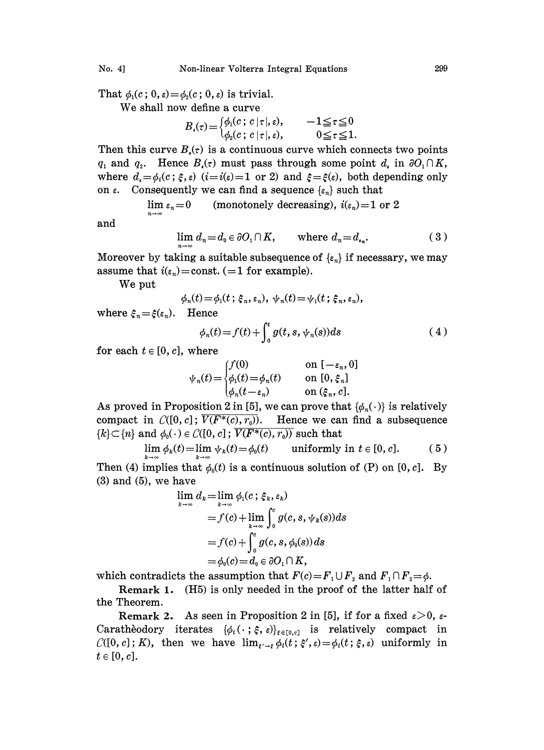That $\phi_1(c\,;0,\varepsilon)=\phi_2(c\,;0,\varepsilon)$ is trivial.

We shall now define a curve

$$B_\varepsilon(\tau)=\begin{cases}\phi_1(c\,;c\,|\tau|,\varepsilon), & -1\leqq\tau\leqq 0\\ \phi_2(c\,;c\,|\tau|,\varepsilon), & 0\leqq\tau\leqq 1.\end{cases}$$

Then this curve $B_\varepsilon(\tau)$ is a continuous curve which connects two points $q_1$ and $q_2$. Hence $B_\varepsilon(\tau)$ must pass through some point $d_\varepsilon$ in $\partial O_1\cap K$, where $d_\varepsilon=\phi_i(c\,;\xi,\varepsilon)$ $(i=i(\varepsilon)=1$ or $2)$ and $\xi=\xi(\varepsilon)$, both depending only on $\varepsilon$. Consequently we can find a sequence $\{\varepsilon_n\}$ such that

$$\lim_{n\to\infty}\varepsilon_n=0 \qquad \text{(monotonely decreasing)},\ i(\varepsilon_n)=1 \text{ or } 2$$

and

$$\lim_{n\to\infty}d_n=d_0\in\partial O_1\cap K, \qquad \text{where } d_n=d_{\varepsilon_n}. \tag{3}$$

Moreover by taking a suitable subsequence of $\{\varepsilon_n\}$ if necessary, we may assume that $i(\varepsilon_n)=\text{const.}$ $(=1$ for example).

We put

$$\phi_n(t)=\phi_1(t\,;\xi_n,\varepsilon_n),\ \psi_n(t)=\psi_1(t\,;\xi_n,\varepsilon_n),$$

where $\xi_n=\xi(\varepsilon_n)$. Hence

$$\phi_n(t)=f(t)+\int_0^t g(t,s,\psi_n(s))ds \tag{4}$$

for each $t\in[0,c]$, where

$$\psi_n(t)=\begin{cases}f(0) & \text{on } [-\varepsilon_n,0]\\ \phi_1(t)=\phi_n(t) & \text{on } [0,\xi_n]\\ \phi_n(t-\varepsilon_n) & \text{on } (\xi_n,c].\end{cases}$$

As proved in Proposition 2 in [5], we can prove that $\{\phi_n(\cdot)\}$ is relatively compact in $C([0,c]\,;\overline{V(F^*(c),r_0)})$. Hence we can find a subsequence $\{k\}\subset\{n\}$ and $\phi_0(\cdot)\in C([0,c]\,;\overline{V(F^*(c),r_0)})$ such that

$$\lim_{k\to\infty}\phi_k(t)=\lim_{k\to\infty}\psi_k(t)=\phi_0(t) \qquad \text{uniformly in } t\in[0,c]. \tag{5}$$

Then (4) implies that $\phi_0(t)$ is a continuous solution of (P) on $[0,c]$. By (3) and (5), we have

$$\begin{aligned}\lim_{k\to\infty}d_k&=\lim_{k\to\infty}\phi_1(c\,;\xi_k,\varepsilon_k)\\ &=f(c)+\lim_{k\to\infty}\int_0^c g(c,s,\psi_k(s))ds\\ &=f(c)+\int_0^c g(c,s,\phi_0(s))ds\\ &=\phi_0(c)=d_0\in\partial O_1\cap K,\end{aligned}$$

which contradicts the assumption that $F(c)=F_1\cup F_2$ and $F_1\cap F_2=\phi$.

**Remark 1.** (H5) is only needed in the proof of the latter half of the Theorem.

**Remark 2.** As seen in Proposition 2 in [5], if for a fixed $\varepsilon>0$, $\varepsilon$-Carathèodory iterates $\{\phi_i(\cdot\,;\xi,\varepsilon)\}_{\xi\in[0,c]}$ is relatively compact in $C([0,c]\,;K)$, then we have $\lim_{\xi'\to\xi}\phi_i(t\,;\xi',\varepsilon)=\phi_i(t\,;\xi,\varepsilon)$ uniformly in $t\in[0,c]$.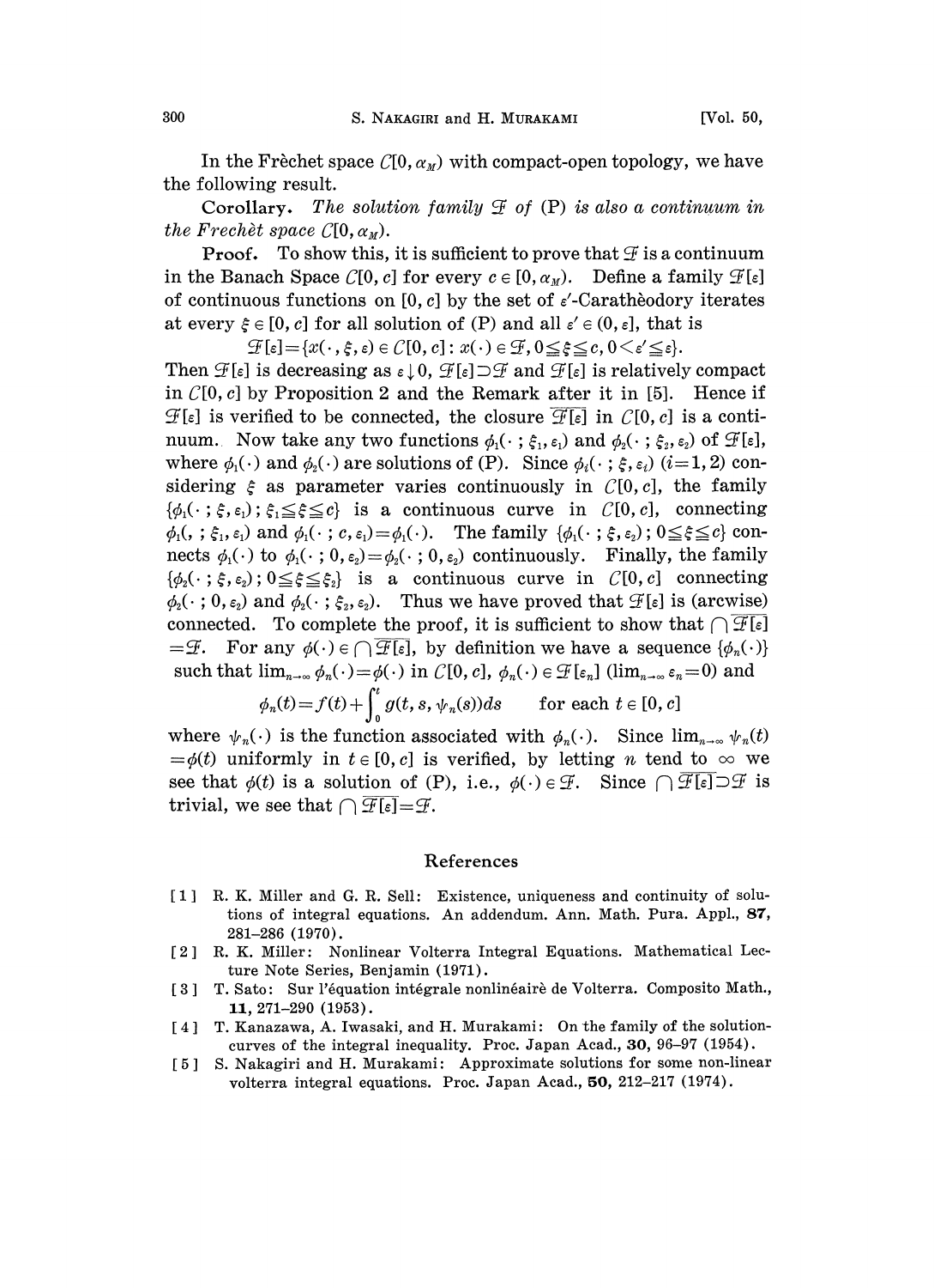In the Frèchet space $C[0, \alpha_M)$ with compact-open topology, we have the following result.

**Corollary.** *The solution family $\mathcal{F}$ of* (P) *is also a continuum in the Frechèt space $C[0, \alpha_M)$.*

**Proof.** To show this, it is sufficient to prove that $\mathcal{F}$ is a continuum in the Banach Space $C[0, c]$ for every $c \in [0, \alpha_M)$. Define a family $\mathcal{F}[\varepsilon]$ of continuous functions on $[0, c]$ by the set of $\varepsilon'$-Carathèodory iterates at every $\xi \in [0, c]$ for all solution of (P) and all $\varepsilon' \in (0, \varepsilon]$, that is

$$\mathcal{F}[\varepsilon] = \{x(\cdot, \xi, \varepsilon) \in C[0, c] : x(\cdot) \in \mathcal{F}, 0 \leqq \xi \leqq c, 0 < \varepsilon' \leqq \varepsilon\}.$$

Then $\mathcal{F}[\varepsilon]$ is decreasing as $\varepsilon \downarrow 0$, $\mathcal{F}[\varepsilon] \supset \mathcal{F}$ and $\mathcal{F}[\varepsilon]$ is relatively compact in $C[0, c]$ by Proposition 2 and the Remark after it in [5]. Hence if $\mathcal{F}[\varepsilon]$ is verified to be connected, the closure $\overline{\mathcal{F}[\varepsilon]}$ in $C[0, c]$ is a continuum. Now take any two functions $\phi_1(\cdot\,; \xi_1, \varepsilon_1)$ and $\phi_2(\cdot\,; \xi_2, \varepsilon_2)$ of $\mathcal{F}[\varepsilon]$, where $\phi_1(\cdot)$ and $\phi_2(\cdot)$ are solutions of (P). Since $\phi_i(\cdot\,; \xi, \varepsilon_i)$ $(i=1,2)$ considering $\xi$ as parameter varies continuously in $C[0, c]$, the family $\{\phi_1(\cdot\,; \xi, \varepsilon_1); \xi_1 \leqq \xi \leqq c\}$ is a continuous curve in $C[0, c]$, connecting $\phi_1(,\,; \xi_1, \varepsilon_1)$ and $\phi_1(\cdot\,; c, \varepsilon_1) = \phi_1(\cdot)$. The family $\{\phi_1(\cdot\,; \xi, \varepsilon_2); 0 \leqq \xi \leqq c\}$ connects $\phi_1(\cdot)$ to $\phi_1(\cdot\,; 0, \varepsilon_2) = \phi_2(\cdot\,; 0, \varepsilon_2)$ continuously. Finally, the family $\{\phi_2(\cdot\,; \xi, \varepsilon_2); 0 \leqq \xi \leqq \xi_2\}$ is a continuous curve in $C[0, c]$ connecting $\phi_2(\cdot\,; 0, \varepsilon_2)$ and $\phi_2(\cdot\,; \xi_2, \varepsilon_2)$. Thus we have proved that $\mathcal{F}[\varepsilon]$ is (arcwise) connected. To complete the proof, it is sufficient to show that $\bigcap \overline{\mathcal{F}[\varepsilon]} = \mathcal{F}$. For any $\phi(\cdot) \in \bigcap \overline{\mathcal{F}[\varepsilon]}$, by definition we have a sequence $\{\phi_n(\cdot)\}$ such that $\lim_{n\to\infty} \phi_n(\cdot) = \phi(\cdot)$ in $C[0, c]$, $\phi_n(\cdot) \in \mathcal{F}[\varepsilon_n]$ ($\lim_{n\to\infty} \varepsilon_n = 0$) and

$$\phi_n(t) = f(t) + \int_0^t g(t, s, \psi_n(s))ds \qquad \text{for each } t \in [0, c]$$

where $\psi_n(\cdot)$ is the function associated with $\phi_n(\cdot)$. Since $\lim_{n\to\infty} \psi_n(t) = \phi(t)$ uniformly in $t \in [0, c]$ is verified, by letting $n$ tend to $\infty$ we see that $\phi(t)$ is a solution of (P), i.e., $\phi(\cdot) \in \mathcal{F}$. Since $\bigcap \overline{\mathcal{F}[\varepsilon]} \supset \mathcal{F}$ is trivial, we see that $\bigcap \overline{\mathcal{F}[\varepsilon]} = \mathcal{F}$.

## References

[1] R. K. Miller and G. R. Sell: Existence, uniqueness and continuity of solutions of integral equations. An addendum. Ann. Math. Pura. Appl., **87**, 281–286 (1970).

[2] R. K. Miller: Nonlinear Volterra Integral Equations. Mathematical Lecture Note Series, Benjamin (1971).

[3] T. Sato: Sur l'équation intégrale nonlinéairè de Volterra. Composito Math., **11**, 271–290 (1953).

[4] T. Kanazawa, A. Iwasaki, and H. Murakami: On the family of the solution-curves of the integral inequality. Proc. Japan Acad., **30**, 96–97 (1954).

[5] S. Nakagiri and H. Murakami: Approximate solutions for some non-linear volterra integral equations. Proc. Japan Acad., **50**, 212–217 (1974).